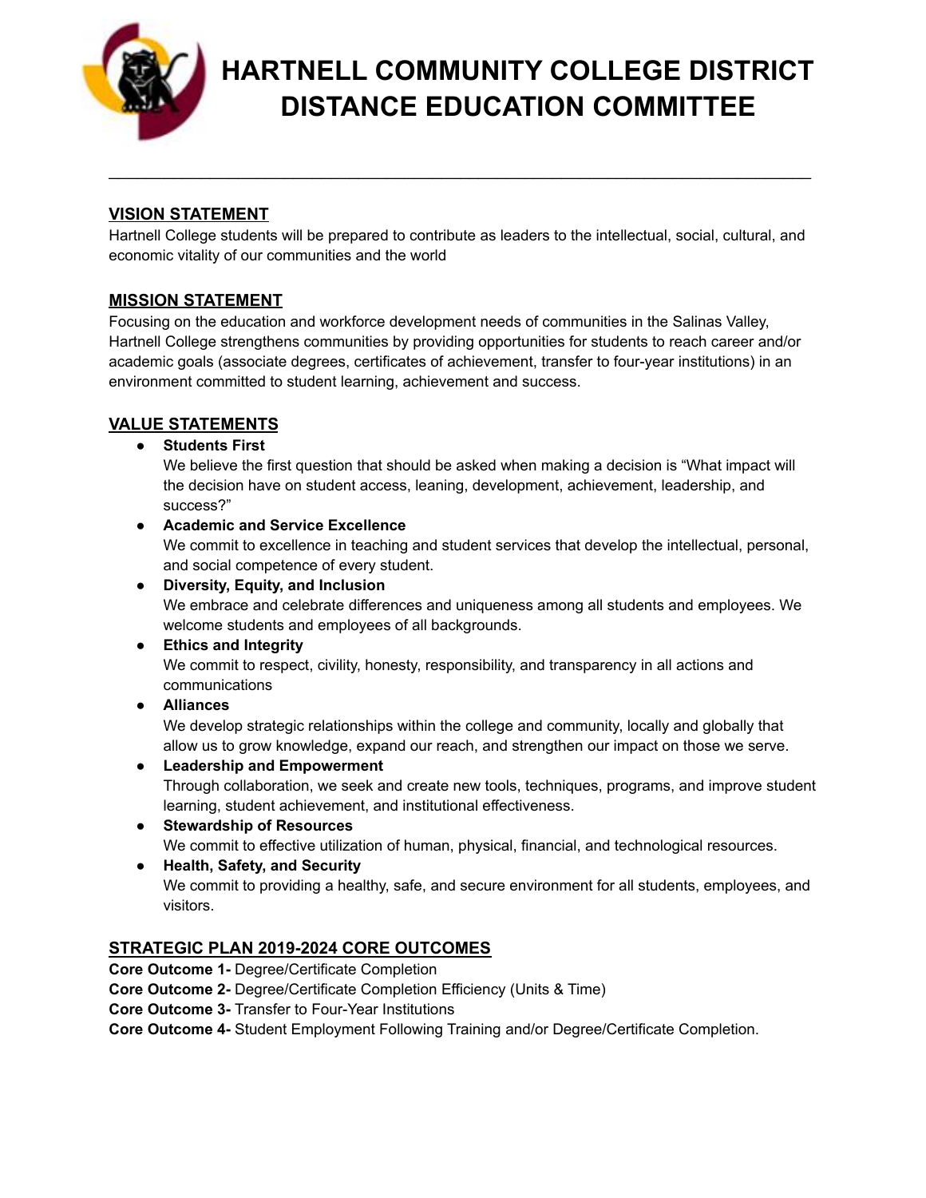# HARTNELL COMMUNITY COLLEGE DISTRICT DISTANCE EDUCATION COMMITTEE

---

## VISION STATEMENT

Hartnell College students will be prepared to contribute as leaders to the intellectual, social, cultural, and economic vitality of our communities and the world

## MISSION STATEMENT

Focusing on the education and workforce development needs of communities in the Salinas Valley, Hartnell College strengthens communities by providing opportunities for students to reach career and/or academic goals (associate degrees, certificates of achievement, transfer to four-year institutions) in an environment committed to student learning, achievement and success.

## VALUE STATEMENTS

- **Students First**
  We believe the first question that should be asked when making a decision is "What impact will the decision have on student access, leaning, development, achievement, leadership, and success?"
- **Academic and Service Excellence**
  We commit to excellence in teaching and student services that develop the intellectual, personal, and social competence of every student.
- **Diversity, Equity, and Inclusion**
  We embrace and celebrate differences and uniqueness among all students and employees. We welcome students and employees of all backgrounds.
- **Ethics and Integrity**
  We commit to respect, civility, honesty, responsibility, and transparency in all actions and communications
- **Alliances**
  We develop strategic relationships within the college and community, locally and globally that allow us to grow knowledge, expand our reach, and strengthen our impact on those we serve.
- **Leadership and Empowerment**
  Through collaboration, we seek and create new tools, techniques, programs, and improve student learning, student achievement, and institutional effectiveness.
- **Stewardship of Resources**
  We commit to effective utilization of human, physical, financial, and technological resources.
- **Health, Safety, and Security**
  We commit to providing a healthy, safe, and secure environment for all students, employees, and visitors.

## STRATEGIC PLAN 2019-2024 CORE OUTCOMES

**Core Outcome 1-** Degree/Certificate Completion
**Core Outcome 2-** Degree/Certificate Completion Efficiency (Units & Time)
**Core Outcome 3-** Transfer to Four-Year Institutions
**Core Outcome 4-** Student Employment Following Training and/or Degree/Certificate Completion.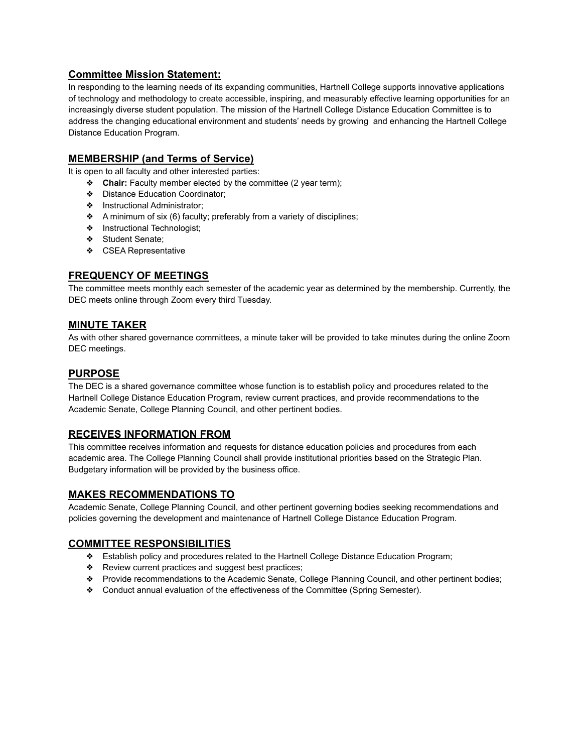## Committee Mission Statement:

In responding to the learning needs of its expanding communities, Hartnell College supports innovative applications of technology and methodology to create accessible, inspiring, and measurably effective learning opportunities for an increasingly diverse student population. The mission of the Hartnell College Distance Education Committee is to address the changing educational environment and students' needs by growing and enhancing the Hartnell College Distance Education Program.

## MEMBERSHIP (and Terms of Service)

It is open to all faculty and other interested parties:

- **Chair:** Faculty member elected by the committee (2 year term);
- Distance Education Coordinator;
- Instructional Administrator;
- A minimum of six (6) faculty; preferably from a variety of disciplines;
- Instructional Technologist;
- Student Senate;
- CSEA Representative

## FREQUENCY OF MEETINGS

The committee meets monthly each semester of the academic year as determined by the membership. Currently, the DEC meets online through Zoom every third Tuesday.

## MINUTE TAKER

As with other shared governance committees, a minute taker will be provided to take minutes during the online Zoom DEC meetings.

## PURPOSE

The DEC is a shared governance committee whose function is to establish policy and procedures related to the Hartnell College Distance Education Program, review current practices, and provide recommendations to the Academic Senate, College Planning Council, and other pertinent bodies.

## RECEIVES INFORMATION FROM

This committee receives information and requests for distance education policies and procedures from each academic area. The College Planning Council shall provide institutional priorities based on the Strategic Plan. Budgetary information will be provided by the business office.

## MAKES RECOMMENDATIONS TO

Academic Senate, College Planning Council, and other pertinent governing bodies seeking recommendations and policies governing the development and maintenance of Hartnell College Distance Education Program.

## COMMITTEE RESPONSIBILITIES

- Establish policy and procedures related to the Hartnell College Distance Education Program;
- Review current practices and suggest best practices;
- Provide recommendations to the Academic Senate, College Planning Council, and other pertinent bodies;
- Conduct annual evaluation of the effectiveness of the Committee (Spring Semester).